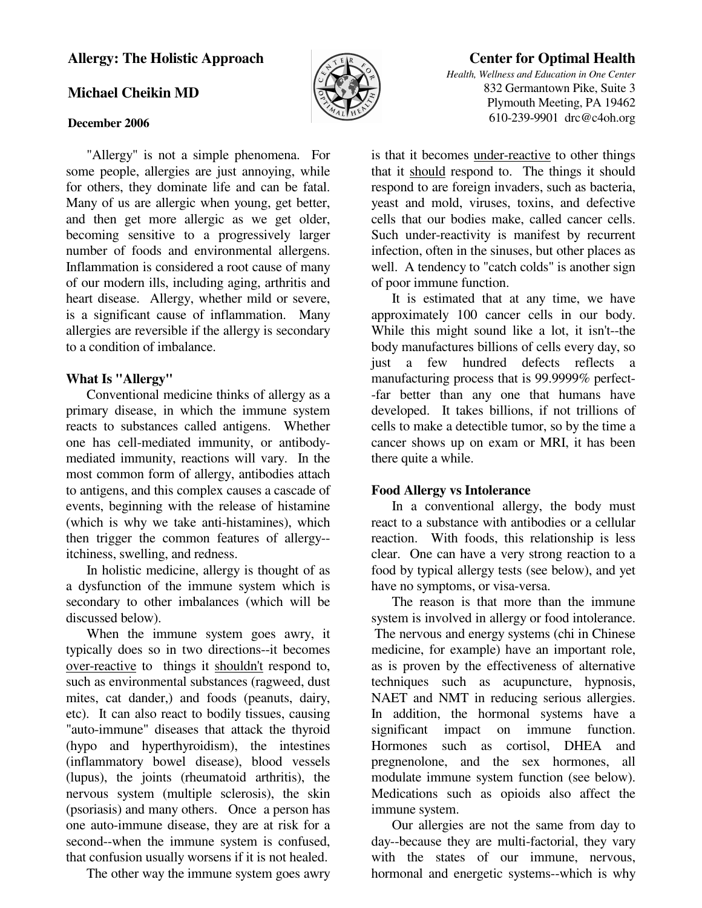# Allergy: The Holistic Approach

## Michael Cheikin MD

**December 2006**

**Center for Optimal Health**

*Health, Wellness and Education in One Center*

832 Germantown Pike, Suite 3
Plymouth Meeting, PA 19462
610-239-9901 drc@c4oh.org

"Allergy" is not a simple phenomena. For some people, allergies are just annoying, while for others, they dominate life and can be fatal. Many of us are allergic when young, get better, and then get more allergic as we get older, becoming sensitive to a progressively larger number of foods and environmental allergens. Inflammation is considered a root cause of many of our modern ills, including aging, arthritis and heart disease. Allergy, whether mild or severe, is a significant cause of inflammation. Many allergies are reversible if the allergy is secondary to a condition of imbalance.

### What Is "Allergy"

Conventional medicine thinks of allergy as a primary disease, in which the immune system reacts to substances called antigens. Whether one has cell-mediated immunity, or antibody-mediated immunity, reactions will vary. In the most common form of allergy, antibodies attach to antigens, and this complex causes a cascade of events, beginning with the release of histamine (which is why we take anti-histamines), which then trigger the common features of allergy--itchiness, swelling, and redness.

In holistic medicine, allergy is thought of as a dysfunction of the immune system which is secondary to other imbalances (which will be discussed below).

When the immune system goes awry, it typically does so in two directions--it becomes <u>over-reactive</u> to things it <u>shouldn't</u> respond to, such as environmental substances (ragweed, dust mites, cat dander,) and foods (peanuts, dairy, etc). It can also react to bodily tissues, causing "auto-immune" diseases that attack the thyroid (hypo and hyperthyroidism), the intestines (inflammatory bowel disease), blood vessels (lupus), the joints (rheumatoid arthritis), the nervous system (multiple sclerosis), the skin (psoriasis) and many others. Once a person has one auto-immune disease, they are at risk for a second--when the immune system is confused, that confusion usually worsens if it is not healed.

The other way the immune system goes awry is that it becomes <u>under-reactive</u> to other things that it <u>should</u> respond to. The things it should respond to are foreign invaders, such as bacteria, yeast and mold, viruses, toxins, and defective cells that our bodies make, called cancer cells. Such under-reactivity is manifest by recurrent infection, often in the sinuses, but other places as well. A tendency to "catch colds" is another sign of poor immune function.

It is estimated that at any time, we have approximately 100 cancer cells in our body. While this might sound like a lot, it isn't--the body manufactures billions of cells every day, so just a few hundred defects reflects a manufacturing process that is 99.9999% perfect--far better than any one that humans have developed. It takes billions, if not trillions of cells to make a detectible tumor, so by the time a cancer shows up on exam or MRI, it has been there quite a while.

### Food Allergy vs Intolerance

In a conventional allergy, the body must react to a substance with antibodies or a cellular reaction. With foods, this relationship is less clear. One can have a very strong reaction to a food by typical allergy tests (see below), and yet have no symptoms, or visa-versa.

The reason is that more than the immune system is involved in allergy or food intolerance. The nervous and energy systems (chi in Chinese medicine, for example) have an important role, as is proven by the effectiveness of alternative techniques such as acupuncture, hypnosis, NAET and NMT in reducing serious allergies. In addition, the hormonal systems have a significant impact on immune function. Hormones such as cortisol, DHEA and pregnenolone, and the sex hormones, all modulate immune system function (see below). Medications such as opioids also affect the immune system.

Our allergies are not the same from day to day--because they are multi-factorial, they vary with the states of our immune, nervous, hormonal and energetic systems--which is why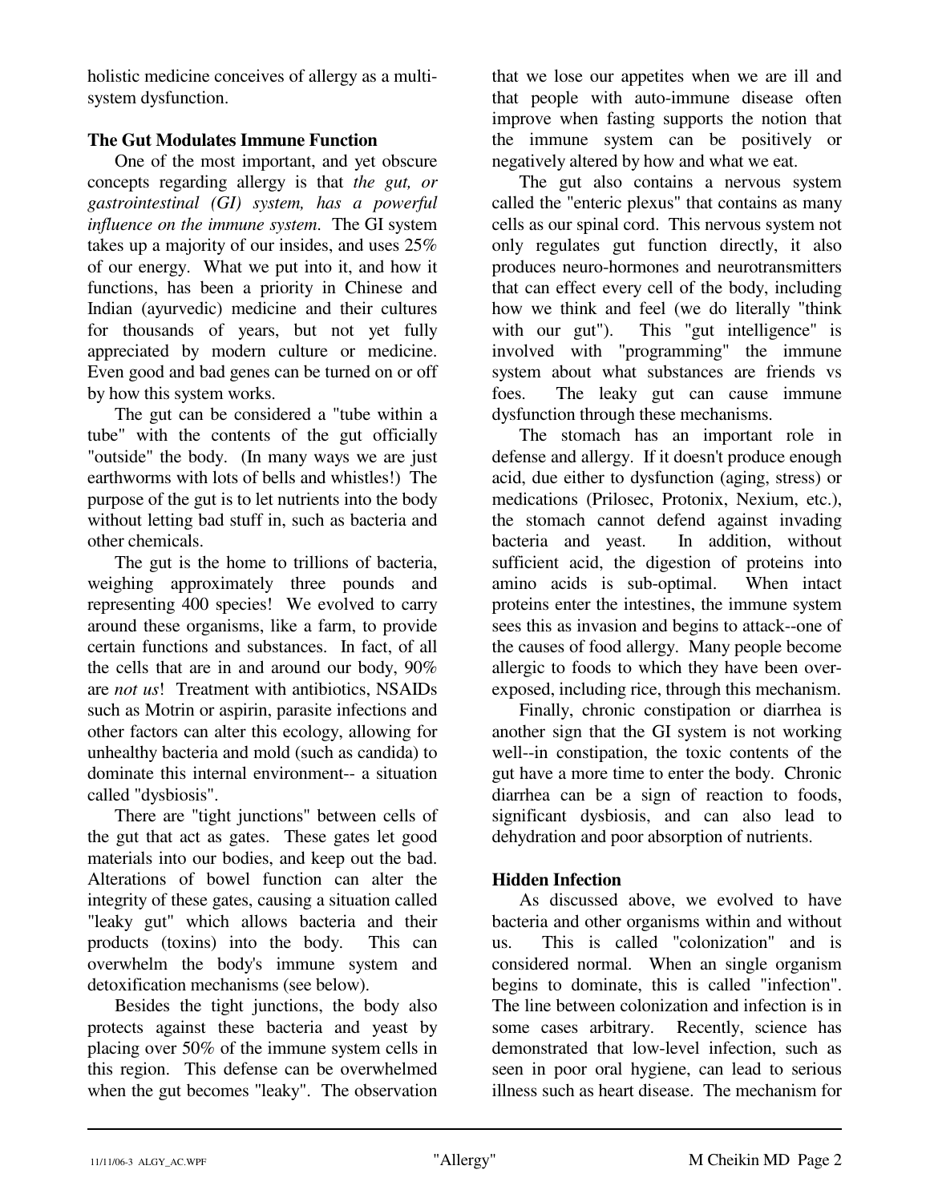holistic medicine conceives of allergy as a multi-system dysfunction.

**The Gut Modulates Immune Function**

One of the most important, and yet obscure concepts regarding allergy is that *the gut, or gastrointestinal (GI) system, has a powerful influence on the immune system*. The GI system takes up a majority of our insides, and uses 25% of our energy. What we put into it, and how it functions, has been a priority in Chinese and Indian (ayurvedic) medicine and their cultures for thousands of years, but not yet fully appreciated by modern culture or medicine. Even good and bad genes can be turned on or off by how this system works.

The gut can be considered a "tube within a tube" with the contents of the gut officially "outside" the body. (In many ways we are just earthworms with lots of bells and whistles!) The purpose of the gut is to let nutrients into the body without letting bad stuff in, such as bacteria and other chemicals.

The gut is the home to trillions of bacteria, weighing approximately three pounds and representing 400 species! We evolved to carry around these organisms, like a farm, to provide certain functions and substances. In fact, of all the cells that are in and around our body, 90% are *not us*! Treatment with antibiotics, NSAIDs such as Motrin or aspirin, parasite infections and other factors can alter this ecology, allowing for unhealthy bacteria and mold (such as candida) to dominate this internal environment-- a situation called "dysbiosis".

There are "tight junctions" between cells of the gut that act as gates. These gates let good materials into our bodies, and keep out the bad. Alterations of bowel function can alter the integrity of these gates, causing a situation called "leaky gut" which allows bacteria and their products (toxins) into the body. This can overwhelm the body's immune system and detoxification mechanisms (see below).

Besides the tight junctions, the body also protects against these bacteria and yeast by placing over 50% of the immune system cells in this region. This defense can be overwhelmed when the gut becomes "leaky". The observation that we lose our appetites when we are ill and that people with auto-immune disease often improve when fasting supports the notion that the immune system can be positively or negatively altered by how and what we eat.

The gut also contains a nervous system called the "enteric plexus" that contains as many cells as our spinal cord. This nervous system not only regulates gut function directly, it also produces neuro-hormones and neurotransmitters that can effect every cell of the body, including how we think and feel (we do literally "think with our gut"). This "gut intelligence" is involved with "programming" the immune system about what substances are friends vs foes. The leaky gut can cause immune dysfunction through these mechanisms.

The stomach has an important role in defense and allergy. If it doesn't produce enough acid, due either to dysfunction (aging, stress) or medications (Prilosec, Protonix, Nexium, etc.), the stomach cannot defend against invading bacteria and yeast. In addition, without sufficient acid, the digestion of proteins into amino acids is sub-optimal. When intact proteins enter the intestines, the immune system sees this as invasion and begins to attack--one of the causes of food allergy. Many people become allergic to foods to which they have been over-exposed, including rice, through this mechanism.

Finally, chronic constipation or diarrhea is another sign that the GI system is not working well--in constipation, the toxic contents of the gut have a more time to enter the body. Chronic diarrhea can be a sign of reaction to foods, significant dysbiosis, and can also lead to dehydration and poor absorption of nutrients.

**Hidden Infection**

As discussed above, we evolved to have bacteria and other organisms within and without us. This is called "colonization" and is considered normal. When an single organism begins to dominate, this is called "infection". The line between colonization and infection is in some cases arbitrary. Recently, science has demonstrated that low-level infection, such as seen in poor oral hygiene, can lead to serious illness such as heart disease. The mechanism for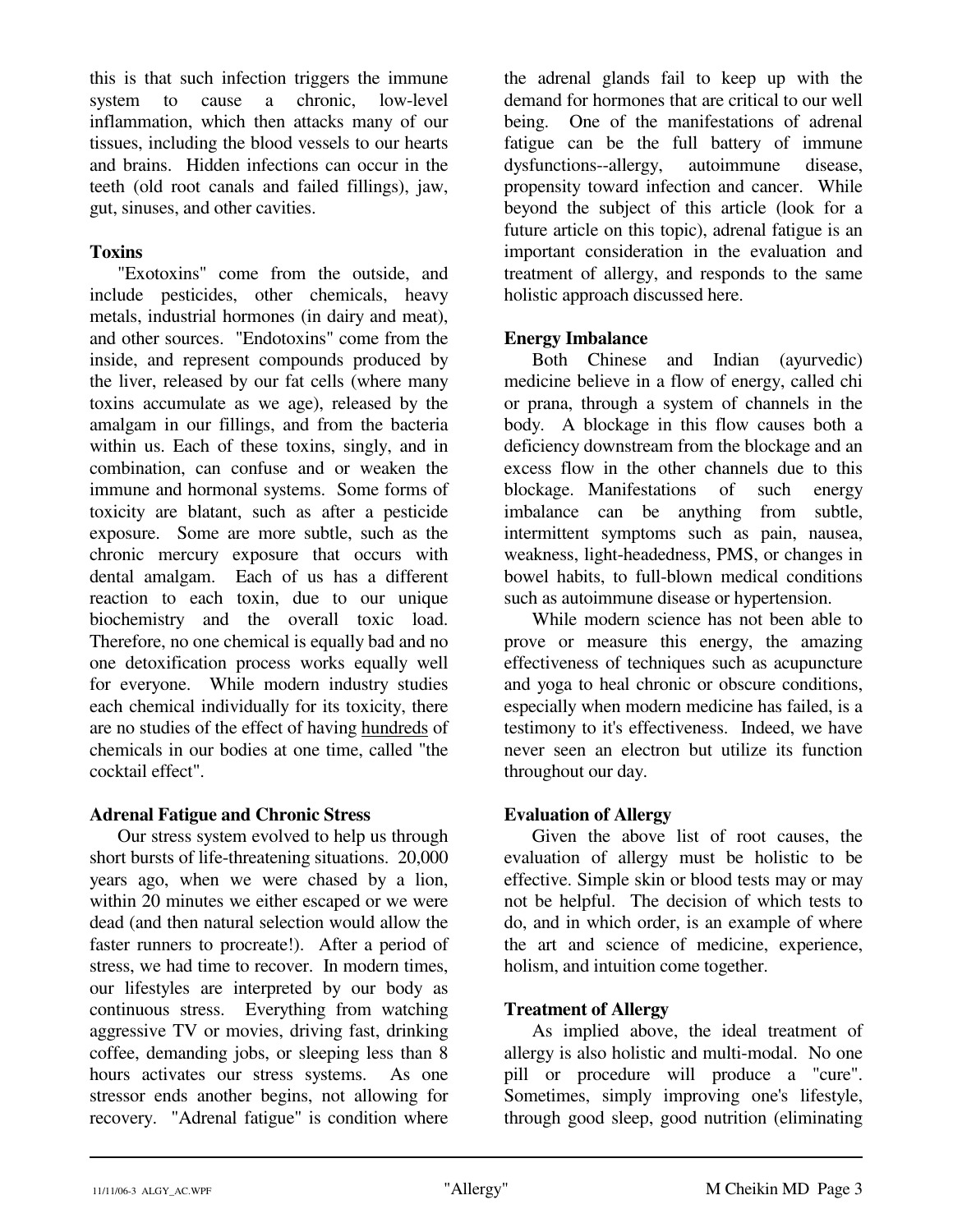this is that such infection triggers the immune system to cause a chronic, low-level inflammation, which then attacks many of our tissues, including the blood vessels to our hearts and brains. Hidden infections can occur in the teeth (old root canals and failed fillings), jaw, gut, sinuses, and other cavities.

**Toxins**

"Exotoxins" come from the outside, and include pesticides, other chemicals, heavy metals, industrial hormones (in dairy and meat), and other sources. "Endotoxins" come from the inside, and represent compounds produced by the liver, released by our fat cells (where many toxins accumulate as we age), released by the amalgam in our fillings, and from the bacteria within us. Each of these toxins, singly, and in combination, can confuse and or weaken the immune and hormonal systems. Some forms of toxicity are blatant, such as after a pesticide exposure. Some are more subtle, such as the chronic mercury exposure that occurs with dental amalgam. Each of us has a different reaction to each toxin, due to our unique biochemistry and the overall toxic load. Therefore, no one chemical is equally bad and no one detoxification process works equally well for everyone. While modern industry studies each chemical individually for its toxicity, there are no studies of the effect of having <u>hundreds</u> of chemicals in our bodies at one time, called "the cocktail effect".

**Adrenal Fatigue and Chronic Stress**

Our stress system evolved to help us through short bursts of life-threatening situations. 20,000 years ago, when we were chased by a lion, within 20 minutes we either escaped or we were dead (and then natural selection would allow the faster runners to procreate!). After a period of stress, we had time to recover. In modern times, our lifestyles are interpreted by our body as continuous stress. Everything from watching aggressive TV or movies, driving fast, drinking coffee, demanding jobs, or sleeping less than 8 hours activates our stress systems. As one stressor ends another begins, not allowing for recovery. "Adrenal fatigue" is condition where the adrenal glands fail to keep up with the demand for hormones that are critical to our well being. One of the manifestations of adrenal fatigue can be the full battery of immune dysfunctions--allergy, autoimmune disease, propensity toward infection and cancer. While beyond the subject of this article (look for a future article on this topic), adrenal fatigue is an important consideration in the evaluation and treatment of allergy, and responds to the same holistic approach discussed here.

**Energy Imbalance**

Both Chinese and Indian (ayurvedic) medicine believe in a flow of energy, called chi or prana, through a system of channels in the body. A blockage in this flow causes both a deficiency downstream from the blockage and an excess flow in the other channels due to this blockage. Manifestations of such energy imbalance can be anything from subtle, intermittent symptoms such as pain, nausea, weakness, light-headedness, PMS, or changes in bowel habits, to full-blown medical conditions such as autoimmune disease or hypertension.

While modern science has not been able to prove or measure this energy, the amazing effectiveness of techniques such as acupuncture and yoga to heal chronic or obscure conditions, especially when modern medicine has failed, is a testimony to it's effectiveness. Indeed, we have never seen an electron but utilize its function throughout our day.

**Evaluation of Allergy**

Given the above list of root causes, the evaluation of allergy must be holistic to be effective. Simple skin or blood tests may or may not be helpful. The decision of which tests to do, and in which order, is an example of where the art and science of medicine, experience, holism, and intuition come together.

**Treatment of Allergy**

As implied above, the ideal treatment of allergy is also holistic and multi-modal. No one pill or procedure will produce a "cure". Sometimes, simply improving one's lifestyle, through good sleep, good nutrition (eliminating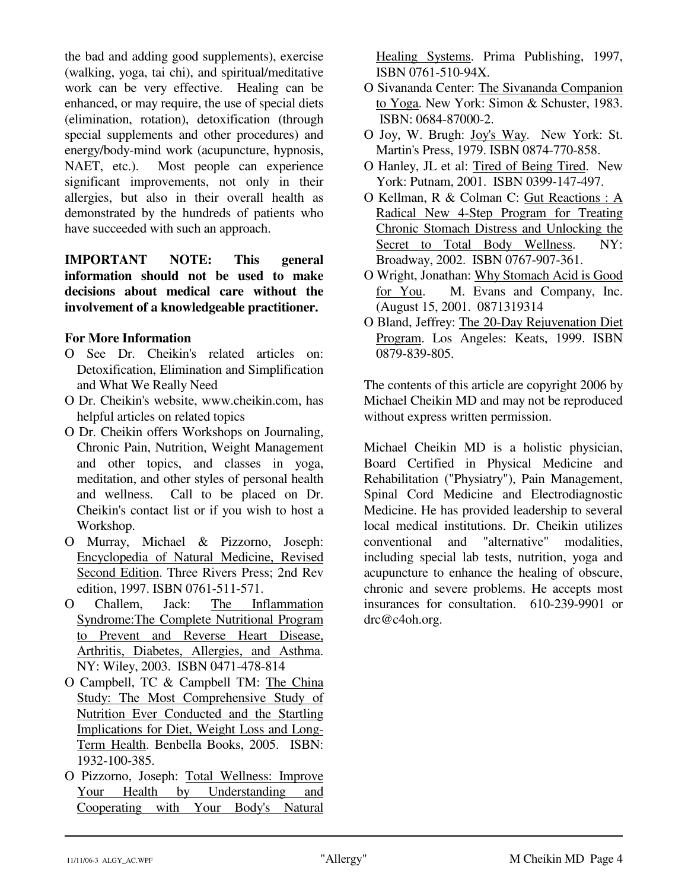the bad and adding good supplements), exercise (walking, yoga, tai chi), and spiritual/meditative work can be very effective. Healing can be enhanced, or may require, the use of special diets (elimination, rotation), detoxification (through special supplements and other procedures) and energy/body-mind work (acupuncture, hypnosis, NAET, etc.). Most people can experience significant improvements, not only in their allergies, but also in their overall health as demonstrated by the hundreds of patients who have succeeded with such an approach.

**IMPORTANT NOTE: This general information should not be used to make decisions about medical care without the involvement of a knowledgeable practitioner.**

**For More Information**

- See Dr. Cheikin's related articles on: Detoxification, Elimination and Simplification and What We Really Need
- Dr. Cheikin's website, www.cheikin.com, has helpful articles on related topics
- Dr. Cheikin offers Workshops on Journaling, Chronic Pain, Nutrition, Weight Management and other topics, and classes in yoga, meditation, and other styles of personal health and wellness. Call to be placed on Dr. Cheikin's contact list or if you wish to host a Workshop.
- Murray, Michael & Pizzorno, Joseph: Encyclopedia of Natural Medicine, Revised Second Edition. Three Rivers Press; 2nd Rev edition, 1997. ISBN 0761-511-571.
- Challem, Jack: The Inflammation Syndrome:The Complete Nutritional Program to Prevent and Reverse Heart Disease, Arthritis, Diabetes, Allergies, and Asthma. NY: Wiley, 2003. ISBN 0471-478-814
- Campbell, TC & Campbell TM: The China Study: The Most Comprehensive Study of Nutrition Ever Conducted and the Startling Implications for Diet, Weight Loss and Long-Term Health. Benbella Books, 2005. ISBN: 1932-100-385.
- Pizzorno, Joseph: Total Wellness: Improve Your Health by Understanding and Cooperating with Your Body's Natural Healing Systems. Prima Publishing, 1997, ISBN 0761-510-94X.
- Sivananda Center: The Sivananda Companion to Yoga. New York: Simon & Schuster, 1983. ISBN: 0684-87000-2.
- Joy, W. Brugh: Joy's Way. New York: St. Martin's Press, 1979. ISBN 0874-770-858.
- Hanley, JL et al: Tired of Being Tired. New York: Putnam, 2001. ISBN 0399-147-497.
- Kellman, R & Colman C: Gut Reactions : A Radical New 4-Step Program for Treating Chronic Stomach Distress and Unlocking the Secret to Total Body Wellness. NY: Broadway, 2002. ISBN 0767-907-361.
- Wright, Jonathan: Why Stomach Acid is Good for You. M. Evans and Company, Inc. (August 15, 2001. 0871319314
- Bland, Jeffrey: The 20-Day Rejuvenation Diet Program. Los Angeles: Keats, 1999. ISBN 0879-839-805.

The contents of this article are copyright 2006 by Michael Cheikin MD and may not be reproduced without express written permission.

Michael Cheikin MD is a holistic physician, Board Certified in Physical Medicine and Rehabilitation ("Physiatry"), Pain Management, Spinal Cord Medicine and Electrodiagnostic Medicine. He has provided leadership to several local medical institutions. Dr. Cheikin utilizes conventional and "alternative" modalities, including special lab tests, nutrition, yoga and acupuncture to enhance the healing of obscure, chronic and severe problems. He accepts most insurances for consultation. 610-239-9901 or drc@c4oh.org.